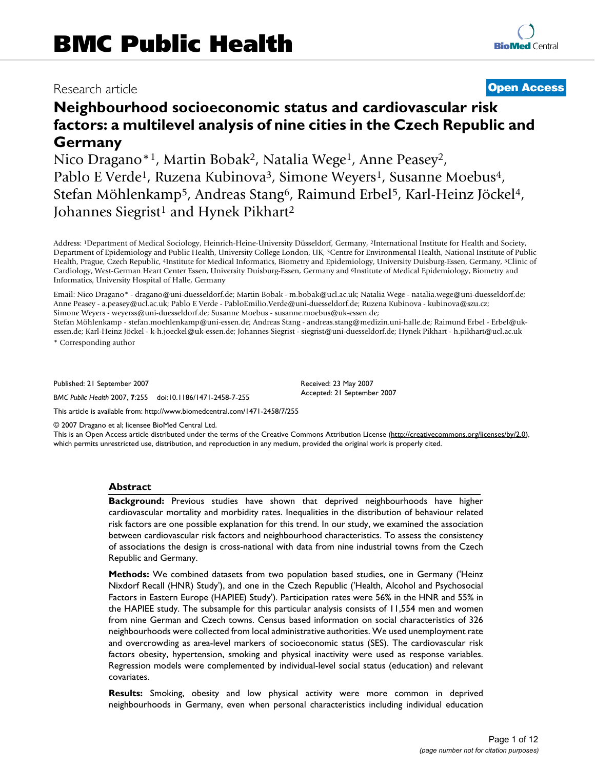# BMC Public Health

Research article **Open Access**

# Neighbourhood socioeconomic status and cardiovascular risk factors: a multilevel analysis of nine cities in the Czech Republic and Germany

Nico Dragano*[1], Martin Bobak[2], Natalia Wege[1], Anne Peasey[2], Pablo E Verde[1], Ruzena Kubinova[3], Simone Weyers[1], Susanne Moebus[4], Stefan Möhlenkamp[5], Andreas Stang[6], Raimund Erbel[5], Karl-Heinz Jöckel[4], Johannes Siegrist[1] and Hynek Pikhart[2]

Address: [1]Department of Medical Sociology, Heinrich-Heine-University Düsseldorf, Germany, [2]International Institute for Health and Society, Department of Epidemiology and Public Health, University College London, UK, [3]Centre for Environmental Health, National Institute of Public Health, Prague, Czech Republic, [4]Institute for Medical Informatics, Biometry and Epidemiology, University Duisburg-Essen, Germany, [5]Clinic of Cardiology, West-German Heart Center Essen, University Duisburg-Essen, Germany and [6]Institute of Medical Epidemiology, Biometry and Informatics, University Hospital of Halle, Germany

Email: Nico Dragano* - dragano@uni-duesseldorf.de; Martin Bobak - m.bobak@ucl.ac.uk; Natalia Wege - natalia.wege@uni-duesseldorf.de; Anne Peasey - a.peasey@ucl.ac.uk; Pablo E Verde - PabloEmilio.Verde@uni-duesseldorf.de; Ruzena Kubinova - kubinova@szu.cz; Simone Weyers - weyerss@uni-duesseldorf.de; Susanne Moebus - susanne.moebus@uk-essen.de; Stefan Möhlenkamp - stefan.moehlenkamp@uni-essen.de; Andreas Stang - andreas.stang@medizin.uni-halle.de; Raimund Erbel - Erbel@uk-essen.de; Karl-Heinz Jöckel - k-h.joeckel@uk-essen.de; Johannes Siegrist - siegrist@uni-duesseldorf.de; Hynek Pikhart - h.pikhart@ucl.ac.uk

\* Corresponding author

Published: 21 September 2007

*BMC Public Health* 2007, **7**:255 doi:10.1186/1471-2458-7-255

Received: 23 May 2007
Accepted: 21 September 2007

This article is available from: http://www.biomedcentral.com/1471-2458/7/255

© 2007 Dragano et al; licensee BioMed Central Ltd.
This is an Open Access article distributed under the terms of the Creative Commons Attribution License (http://creativecommons.org/licenses/by/2.0), which permits unrestricted use, distribution, and reproduction in any medium, provided the original work is properly cited.

## Abstract

**Background:** Previous studies have shown that deprived neighbourhoods have higher cardiovascular mortality and morbidity rates. Inequalities in the distribution of behaviour related risk factors are one possible explanation for this trend. In our study, we examined the association between cardiovascular risk factors and neighbourhood characteristics. To assess the consistency of associations the design is cross-national with data from nine industrial towns from the Czech Republic and Germany.

**Methods:** We combined datasets from two population based studies, one in Germany ('Heinz Nixdorf Recall (HNR) Study'), and one in the Czech Republic ('Health, Alcohol and Psychosocial Factors in Eastern Europe (HAPIEE) Study'). Participation rates were 56% in the HNR and 55% in the HAPIEE study. The subsample for this particular analysis consists of 11,554 men and women from nine German and Czech towns. Census based information on social characteristics of 326 neighbourhoods were collected from local administrative authorities. We used unemployment rate and overcrowding as area-level markers of socioeconomic status (SES). The cardiovascular risk factors obesity, hypertension, smoking and physical inactivity were used as response variables. Regression models were complemented by individual-level social status (education) and relevant covariates.

**Results:** Smoking, obesity and low physical activity were more common in deprived neighbourhoods in Germany, even when personal characteristics including individual education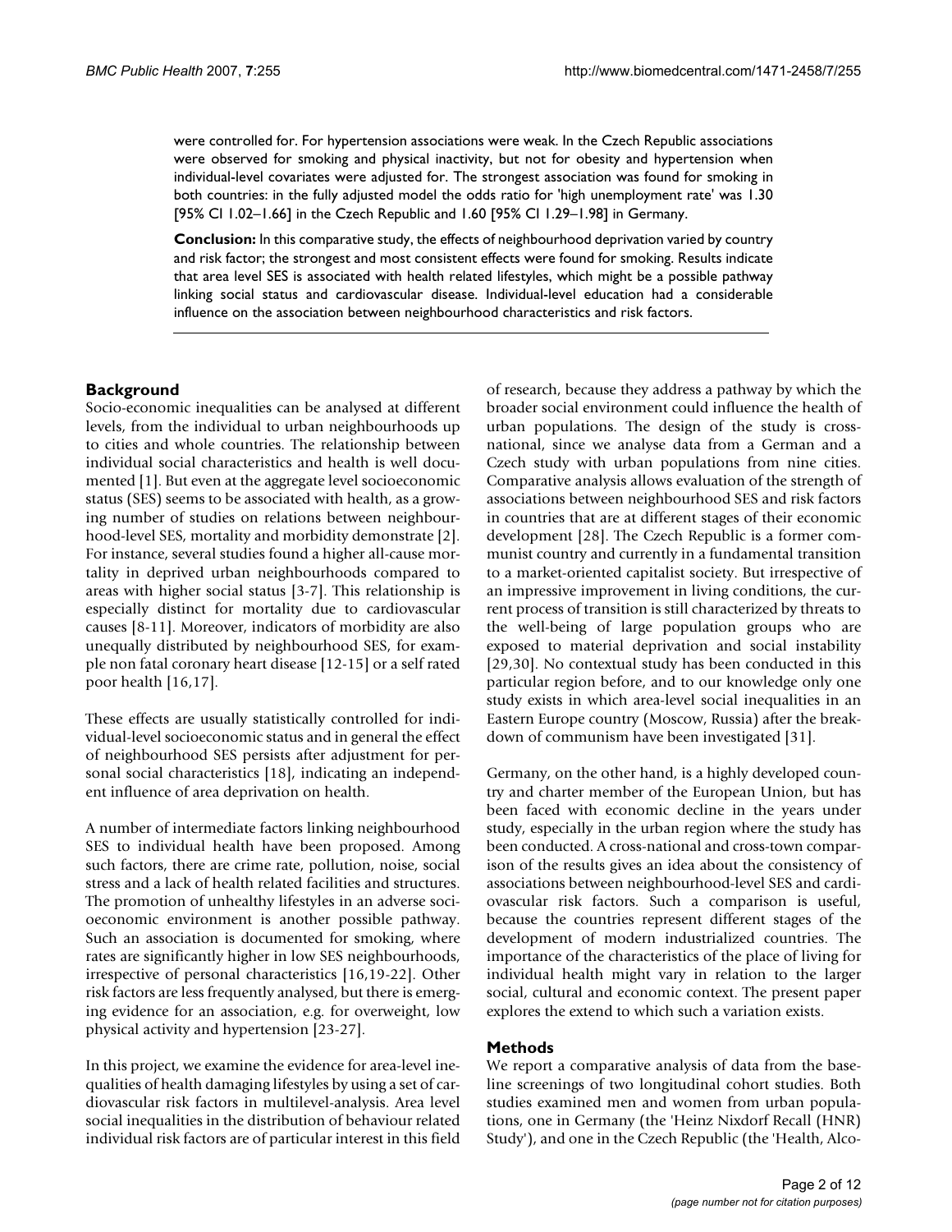were controlled for. For hypertension associations were weak. In the Czech Republic associations were observed for smoking and physical inactivity, but not for obesity and hypertension when individual-level covariates were adjusted for. The strongest association was found for smoking in both countries: in the fully adjusted model the odds ratio for 'high unemployment rate' was 1.30 [95% CI 1.02–1.66] in the Czech Republic and 1.60 [95% CI 1.29–1.98] in Germany.

**Conclusion:** In this comparative study, the effects of neighbourhood deprivation varied by country and risk factor; the strongest and most consistent effects were found for smoking. Results indicate that area level SES is associated with health related lifestyles, which might be a possible pathway linking social status and cardiovascular disease. Individual-level education had a considerable influence on the association between neighbourhood characteristics and risk factors.

## Background

Socio-economic inequalities can be analysed at different levels, from the individual to urban neighbourhoods up to cities and whole countries. The relationship between individual social characteristics and health is well documented [1]. But even at the aggregate level socioeconomic status (SES) seems to be associated with health, as a growing number of studies on relations between neighbourhood-level SES, mortality and morbidity demonstrate [2]. For instance, several studies found a higher all-cause mortality in deprived urban neighbourhoods compared to areas with higher social status [3-7]. This relationship is especially distinct for mortality due to cardiovascular causes [8-11]. Moreover, indicators of morbidity are also unequally distributed by neighbourhood SES, for example non fatal coronary heart disease [12-15] or a self rated poor health [16,17].

These effects are usually statistically controlled for individual-level socioeconomic status and in general the effect of neighbourhood SES persists after adjustment for personal social characteristics [18], indicating an independent influence of area deprivation on health.

A number of intermediate factors linking neighbourhood SES to individual health have been proposed. Among such factors, there are crime rate, pollution, noise, social stress and a lack of health related facilities and structures. The promotion of unhealthy lifestyles in an adverse socioeconomic environment is another possible pathway. Such an association is documented for smoking, where rates are significantly higher in low SES neighbourhoods, irrespective of personal characteristics [16,19-22]. Other risk factors are less frequently analysed, but there is emerging evidence for an association, e.g. for overweight, low physical activity and hypertension [23-27].

In this project, we examine the evidence for area-level inequalities of health damaging lifestyles by using a set of cardiovascular risk factors in multilevel-analysis. Area level social inequalities in the distribution of behaviour related individual risk factors are of particular interest in this field of research, because they address a pathway by which the broader social environment could influence the health of urban populations. The design of the study is cross-national, since we analyse data from a German and a Czech study with urban populations from nine cities. Comparative analysis allows evaluation of the strength of associations between neighbourhood SES and risk factors in countries that are at different stages of their economic development [28]. The Czech Republic is a former communist country and currently in a fundamental transition to a market-oriented capitalist society. But irrespective of an impressive improvement in living conditions, the current process of transition is still characterized by threats to the well-being of large population groups who are exposed to material deprivation and social instability [29,30]. No contextual study has been conducted in this particular region before, and to our knowledge only one study exists in which area-level social inequalities in an Eastern Europe country (Moscow, Russia) after the breakdown of communism have been investigated [31].

Germany, on the other hand, is a highly developed country and charter member of the European Union, but has been faced with economic decline in the years under study, especially in the urban region where the study has been conducted. A cross-national and cross-town comparison of the results gives an idea about the consistency of associations between neighbourhood-level SES and cardiovascular risk factors. Such a comparison is useful, because the countries represent different stages of the development of modern industrialized countries. The importance of the characteristics of the place of living for individual health might vary in relation to the larger social, cultural and economic context. The present paper explores the extend to which such a variation exists.

## Methods

We report a comparative analysis of data from the baseline screenings of two longitudinal cohort studies. Both studies examined men and women from urban populations, one in Germany (the 'Heinz Nixdorf Recall (HNR) Study'), and one in the Czech Republic (the 'Health, Alco-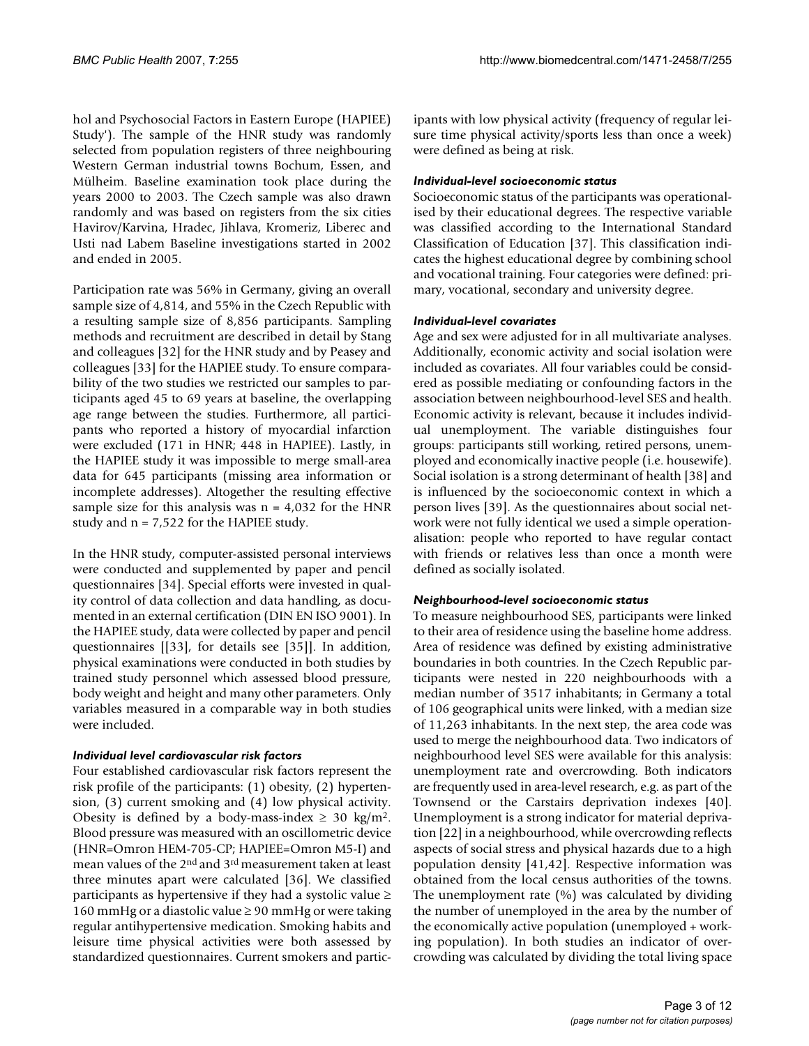hol and Psychosocial Factors in Eastern Europe (HAPIEE) Study'). The sample of the HNR study was randomly selected from population registers of three neighbouring Western German industrial towns Bochum, Essen, and Mülheim. Baseline examination took place during the years 2000 to 2003. The Czech sample was also drawn randomly and was based on registers from the six cities Havirov/Karvina, Hradec, Jihlava, Kromeriz, Liberec and Usti nad Labem Baseline investigations started in 2002 and ended in 2005.

Participation rate was 56% in Germany, giving an overall sample size of 4,814, and 55% in the Czech Republic with a resulting sample size of 8,856 participants. Sampling methods and recruitment are described in detail by Stang and colleagues [32] for the HNR study and by Peasey and colleagues [33] for the HAPIEE study. To ensure comparability of the two studies we restricted our samples to participants aged 45 to 69 years at baseline, the overlapping age range between the studies. Furthermore, all participants who reported a history of myocardial infarction were excluded (171 in HNR; 448 in HAPIEE). Lastly, in the HAPIEE study it was impossible to merge small-area data for 645 participants (missing area information or incomplete addresses). Altogether the resulting effective sample size for this analysis was n = 4,032 for the HNR study and n = 7,522 for the HAPIEE study.

In the HNR study, computer-assisted personal interviews were conducted and supplemented by paper and pencil questionnaires [34]. Special efforts were invested in quality control of data collection and data handling, as documented in an external certification (DIN EN ISO 9001). In the HAPIEE study, data were collected by paper and pencil questionnaires [[33], for details see [35]]. In addition, physical examinations were conducted in both studies by trained study personnel which assessed blood pressure, body weight and height and many other parameters. Only variables measured in a comparable way in both studies were included.

#### *Individual level cardiovascular risk factors*

Four established cardiovascular risk factors represent the risk profile of the participants: (1) obesity, (2) hypertension, (3) current smoking and (4) low physical activity. Obesity is defined by a body-mass-index ≥ 30 kg/m$^2$. Blood pressure was measured with an oscillometric device (HNR=Omron HEM-705-CP; HAPIEE=Omron M5-I) and mean values of the 2$^{nd}$ and 3$^{rd}$ measurement taken at least three minutes apart were calculated [36]. We classified participants as hypertensive if they had a systolic value ≥ 160 mmHg or a diastolic value ≥ 90 mmHg or were taking regular antihypertensive medication. Smoking habits and leisure time physical activities were both assessed by standardized questionnaires. Current smokers and participants with low physical activity (frequency of regular leisure time physical activity/sports less than once a week) were defined as being at risk.

#### *Individual-level socioeconomic status*

Socioeconomic status of the participants was operationalised by their educational degrees. The respective variable was classified according to the International Standard Classification of Education [37]. This classification indicates the highest educational degree by combining school and vocational training. Four categories were defined: primary, vocational, secondary and university degree.

#### *Individual-level covariates*

Age and sex were adjusted for in all multivariate analyses. Additionally, economic activity and social isolation were included as covariates. All four variables could be considered as possible mediating or confounding factors in the association between neighbourhood-level SES and health. Economic activity is relevant, because it includes individual unemployment. The variable distinguishes four groups: participants still working, retired persons, unemployed and economically inactive people (i.e. housewife). Social isolation is a strong determinant of health [38] and is influenced by the socioeconomic context in which a person lives [39]. As the questionnaires about social network were not fully identical we used a simple operationalisation: people who reported to have regular contact with friends or relatives less than once a month were defined as socially isolated.

#### *Neighbourhood-level socioeconomic status*

To measure neighbourhood SES, participants were linked to their area of residence using the baseline home address. Area of residence was defined by existing administrative boundaries in both countries. In the Czech Republic participants were nested in 220 neighbourhoods with a median number of 3517 inhabitants; in Germany a total of 106 geographical units were linked, with a median size of 11,263 inhabitants. In the next step, the area code was used to merge the neighbourhood data. Two indicators of neighbourhood level SES were available for this analysis: unemployment rate and overcrowding. Both indicators are frequently used in area-level research, e.g. as part of the Townsend or the Carstairs deprivation indexes [40]. Unemployment is a strong indicator for material deprivation [22] in a neighbourhood, while overcrowding reflects aspects of social stress and physical hazards due to a high population density [41,42]. Respective information was obtained from the local census authorities of the towns. The unemployment rate (%) was calculated by dividing the number of unemployed in the area by the number of the economically active population (unemployed + working population). In both studies an indicator of overcrowding was calculated by dividing the total living space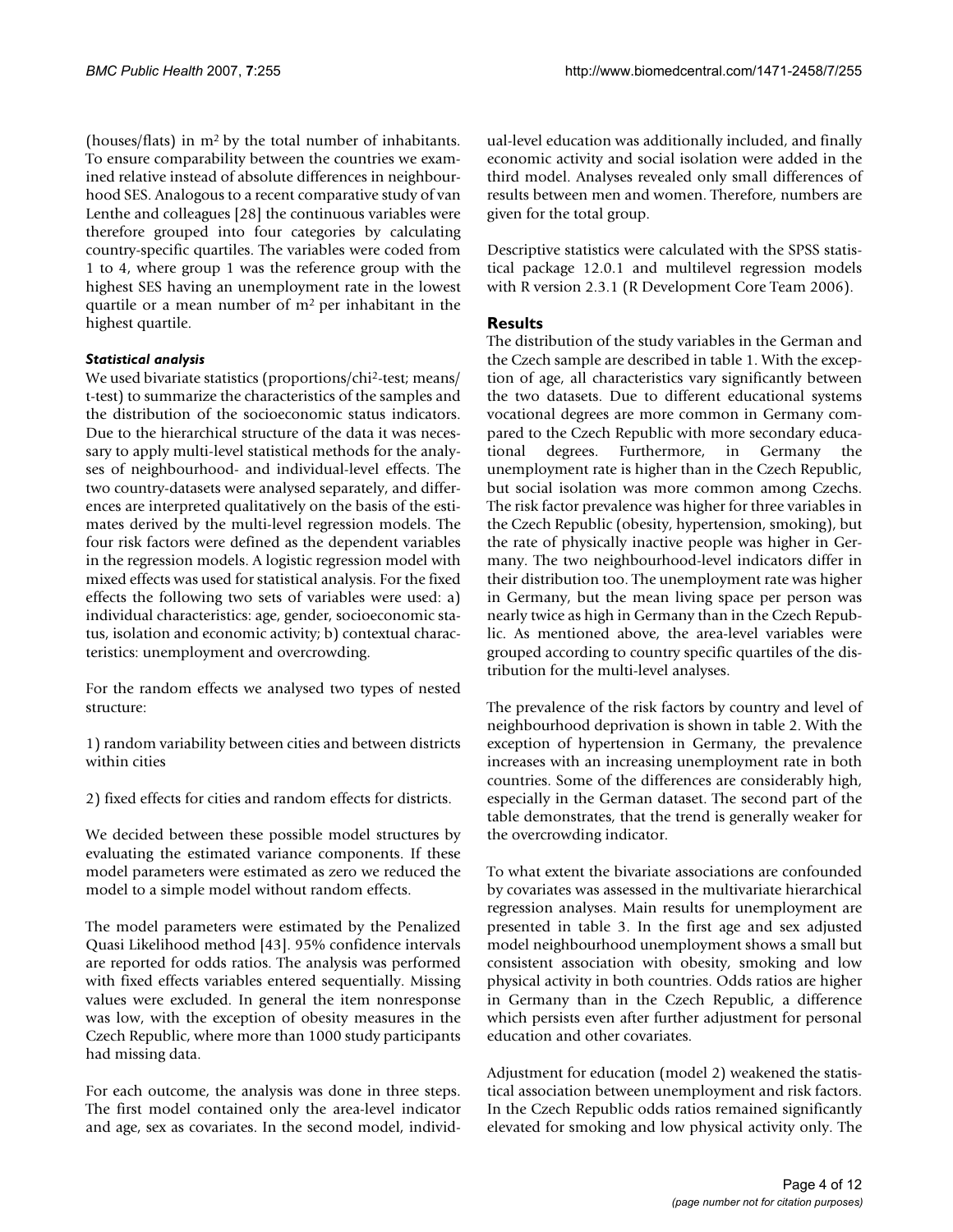(houses/flats) in $m^2$ by the total number of inhabitants. To ensure comparability between the countries we examined relative instead of absolute differences in neighbourhood SES. Analogous to a recent comparative study of van Lenthe and colleagues [28] the continuous variables were therefore grouped into four categories by calculating country-specific quartiles. The variables were coded from 1 to 4, where group 1 was the reference group with the highest SES having an unemployment rate in the lowest quartile or a mean number of $m^2$ per inhabitant in the highest quartile.

### *Statistical analysis*

We used bivariate statistics (proportions/chi²-test; means/t-test) to summarize the characteristics of the samples and the distribution of the socioeconomic status indicators. Due to the hierarchical structure of the data it was necessary to apply multi-level statistical methods for the analyses of neighbourhood- and individual-level effects. The two country-datasets were analysed separately, and differences are interpreted qualitatively on the basis of the estimates derived by the multi-level regression models. The four risk factors were defined as the dependent variables in the regression models. A logistic regression model with mixed effects was used for statistical analysis. For the fixed effects the following two sets of variables were used: a) individual characteristics: age, gender, socioeconomic status, isolation and economic activity; b) contextual characteristics: unemployment and overcrowding.

For the random effects we analysed two types of nested structure:

1) random variability between cities and between districts within cities

2) fixed effects for cities and random effects for districts.

We decided between these possible model structures by evaluating the estimated variance components. If these model parameters were estimated as zero we reduced the model to a simple model without random effects.

The model parameters were estimated by the Penalized Quasi Likelihood method [43]. 95% confidence intervals are reported for odds ratios. The analysis was performed with fixed effects variables entered sequentially. Missing values were excluded. In general the item nonresponse was low, with the exception of obesity measures in the Czech Republic, where more than 1000 study participants had missing data.

For each outcome, the analysis was done in three steps. The first model contained only the area-level indicator and age, sex as covariates. In the second model, individual-level education was additionally included, and finally economic activity and social isolation were added in the third model. Analyses revealed only small differences of results between men and women. Therefore, numbers are given for the total group.

Descriptive statistics were calculated with the SPSS statistical package 12.0.1 and multilevel regression models with R version 2.3.1 (R Development Core Team 2006).

## Results

The distribution of the study variables in the German and the Czech sample are described in table 1. With the exception of age, all characteristics vary significantly between the two datasets. Due to different educational systems vocational degrees are more common in Germany compared to the Czech Republic with more secondary educational degrees. Furthermore, in Germany the unemployment rate is higher than in the Czech Republic, but social isolation was more common among Czechs. The risk factor prevalence was higher for three variables in the Czech Republic (obesity, hypertension, smoking), but the rate of physically inactive people was higher in Germany. The two neighbourhood-level indicators differ in their distribution too. The unemployment rate was higher in Germany, but the mean living space per person was nearly twice as high in Germany than in the Czech Republic. As mentioned above, the area-level variables were grouped according to country specific quartiles of the distribution for the multi-level analyses.

The prevalence of the risk factors by country and level of neighbourhood deprivation is shown in table 2. With the exception of hypertension in Germany, the prevalence increases with an increasing unemployment rate in both countries. Some of the differences are considerably high, especially in the German dataset. The second part of the table demonstrates, that the trend is generally weaker for the overcrowding indicator.

To what extent the bivariate associations are confounded by covariates was assessed in the multivariate hierarchical regression analyses. Main results for unemployment are presented in table 3. In the first age and sex adjusted model neighbourhood unemployment shows a small but consistent association with obesity, smoking and low physical activity in both countries. Odds ratios are higher in Germany than in the Czech Republic, a difference which persists even after further adjustment for personal education and other covariates.

Adjustment for education (model 2) weakened the statistical association between unemployment and risk factors. In the Czech Republic odds ratios remained significantly elevated for smoking and low physical activity only. The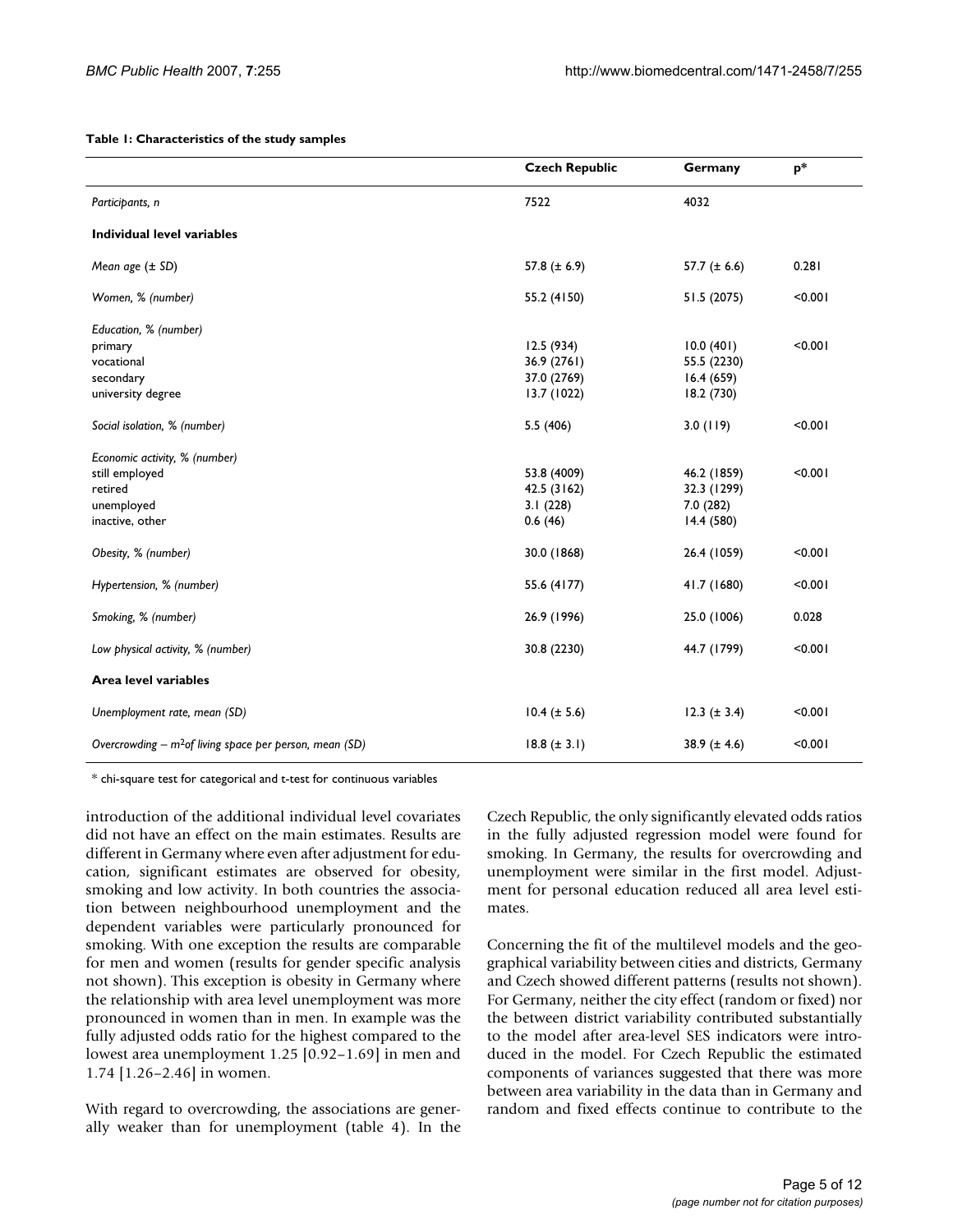**Table 1: Characteristics of the study samples**

| | Czech Republic | Germany | p* |
|---|---|---|---|
| *Participants, n* | 7522 | 4032 | |
| **Individual level variables** | | | |
| *Mean age (± SD)* | 57.8 (± 6.9) | 57.7 (± 6.6) | 0.281 |
| *Women, % (number)* | 55.2 (4150) | 51.5 (2075) | <0.001 |
| *Education, % (number)* | | | |
| primary | 12.5 (934) | 10.0 (401) | <0.001 |
| vocational | 36.9 (2761) | 55.5 (2230) | |
| secondary | 37.0 (2769) | 16.4 (659) | |
| university degree | 13.7 (1022) | 18.2 (730) | |
| *Social isolation, % (number)* | 5.5 (406) | 3.0 (119) | <0.001 |
| *Economic activity, % (number)* | | | |
| still employed | 53.8 (4009) | 46.2 (1859) | <0.001 |
| retired | 42.5 (3162) | 32.3 (1299) | |
| unemployed | 3.1 (228) | 7.0 (282) | |
| inactive, other | 0.6 (46) | 14.4 (580) | |
| *Obesity, % (number)* | 30.0 (1868) | 26.4 (1059) | <0.001 |
| *Hypertension, % (number)* | 55.6 (4177) | 41.7 (1680) | <0.001 |
| *Smoking, % (number)* | 26.9 (1996) | 25.0 (1006) | 0.028 |
| *Low physical activity, % (number)* | 30.8 (2230) | 44.7 (1799) | <0.001 |
| **Area level variables** | | | |
| *Unemployment rate, mean (SD)* | 10.4 (± 5.6) | 12.3 (± 3.4) | <0.001 |
| *Overcrowding – $m^2$ of living space per person, mean (SD)* | 18.8 (± 3.1) | 38.9 (± 4.6) | <0.001 |

* chi-square test for categorical and t-test for continuous variables

introduction of the additional individual level covariates did not have an effect on the main estimates. Results are different in Germany where even after adjustment for education, significant estimates are observed for obesity, smoking and low activity. In both countries the association between neighbourhood unemployment and the dependent variables were particularly pronounced for smoking. With one exception the results are comparable for men and women (results for gender specific analysis not shown). This exception is obesity in Germany where the relationship with area level unemployment was more pronounced in women than in men. In example was the fully adjusted odds ratio for the highest compared to the lowest area unemployment 1.25 [0.92–1.69] in men and 1.74 [1.26–2.46] in women.

With regard to overcrowding, the associations are generally weaker than for unemployment (table 4). In the Czech Republic, the only significantly elevated odds ratios in the fully adjusted regression model were found for smoking. In Germany, the results for overcrowding and unemployment were similar in the first model. Adjustment for personal education reduced all area level estimates.

Concerning the fit of the multilevel models and the geographical variability between cities and districts, Germany and Czech showed different patterns (results not shown). For Germany, neither the city effect (random or fixed) nor the between district variability contributed substantially to the model after area-level SES indicators were introduced in the model. For Czech Republic the estimated components of variances suggested that there was more between area variability in the data than in Germany and random and fixed effects continue to contribute to the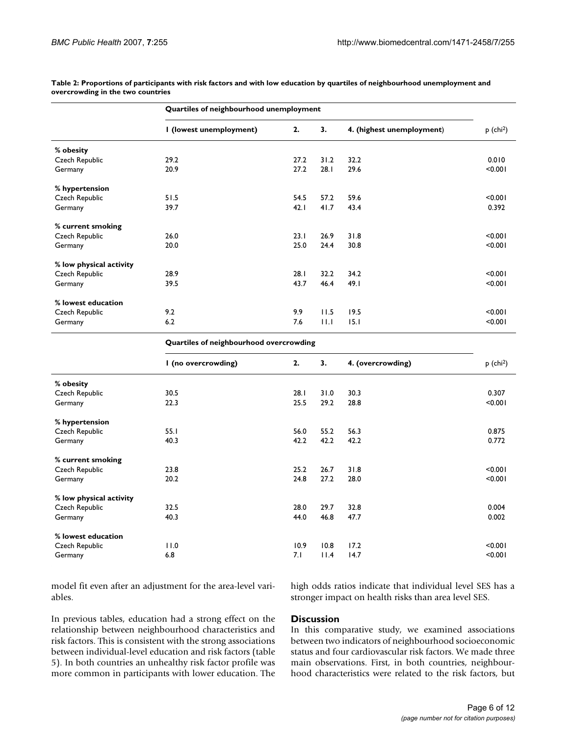**Table 2: Proportions of participants with risk factors and with low education by quartiles of neighbourhood unemployment and overcrowding in the two countries**

| | Quartiles of neighbourhood unemployment | | | | |
|---|---|---|---|---|---|
| | 1 (lowest unemployment) | 2. | 3. | 4. (highest unemployment) | p ($chi^2$) |
| **% obesity** | | | | | |
| Czech Republic | 29.2 | 27.2 | 31.2 | 32.2 | 0.010 |
| Germany | 20.9 | 27.2 | 28.1 | 29.6 | <0.001 |
| **% hypertension** | | | | | |
| Czech Republic | 51.5 | 54.5 | 57.2 | 59.6 | <0.001 |
| Germany | 39.7 | 42.1 | 41.7 | 43.4 | 0.392 |
| **% current smoking** | | | | | |
| Czech Republic | 26.0 | 23.1 | 26.9 | 31.8 | <0.001 |
| Germany | 20.0 | 25.0 | 24.4 | 30.8 | <0.001 |
| **% low physical activity** | | | | | |
| Czech Republic | 28.9 | 28.1 | 32.2 | 34.2 | <0.001 |
| Germany | 39.5 | 43.7 | 46.4 | 49.1 | <0.001 |
| **% lowest education** | | | | | |
| Czech Republic | 9.2 | 9.9 | 11.5 | 19.5 | <0.001 |
| Germany | 6.2 | 7.6 | 11.1 | 15.1 | <0.001 |
| | **Quartiles of neighbourhood overcrowding** | | | | |
| | 1 (no overcrowding) | 2. | 3. | 4. (overcrowding) | p ($chi^2$) |
| **% obesity** | | | | | |
| Czech Republic | 30.5 | 28.1 | 31.0 | 30.3 | 0.307 |
| Germany | 22.3 | 25.5 | 29.2 | 28.8 | <0.001 |
| **% hypertension** | | | | | |
| Czech Republic | 55.1 | 56.0 | 55.2 | 56.3 | 0.875 |
| Germany | 40.3 | 42.2 | 42.2 | 42.2 | 0.772 |
| **% current smoking** | | | | | |
| Czech Republic | 23.8 | 25.2 | 26.7 | 31.8 | <0.001 |
| Germany | 20.2 | 24.8 | 27.2 | 28.0 | <0.001 |
| **% low physical activity** | | | | | |
| Czech Republic | 32.5 | 28.0 | 29.7 | 32.8 | 0.004 |
| Germany | 40.3 | 44.0 | 46.8 | 47.7 | 0.002 |
| **% lowest education** | | | | | |
| Czech Republic | 11.0 | 10.9 | 10.8 | 17.2 | <0.001 |
| Germany | 6.8 | 7.1 | 11.4 | 14.7 | <0.001 |

model fit even after an adjustment for the area-level variables.

In previous tables, education had a strong effect on the relationship between neighbourhood characteristics and risk factors. This is consistent with the strong associations between individual-level education and risk factors (table 5). In both countries an unhealthy risk factor profile was more common in participants with lower education. The high odds ratios indicate that individual level SES has a stronger impact on health risks than area level SES.

## Discussion

In this comparative study, we examined associations between two indicators of neighbourhood socioeconomic status and four cardiovascular risk factors. We made three main observations. First, in both countries, neighbourhood characteristics were related to the risk factors, but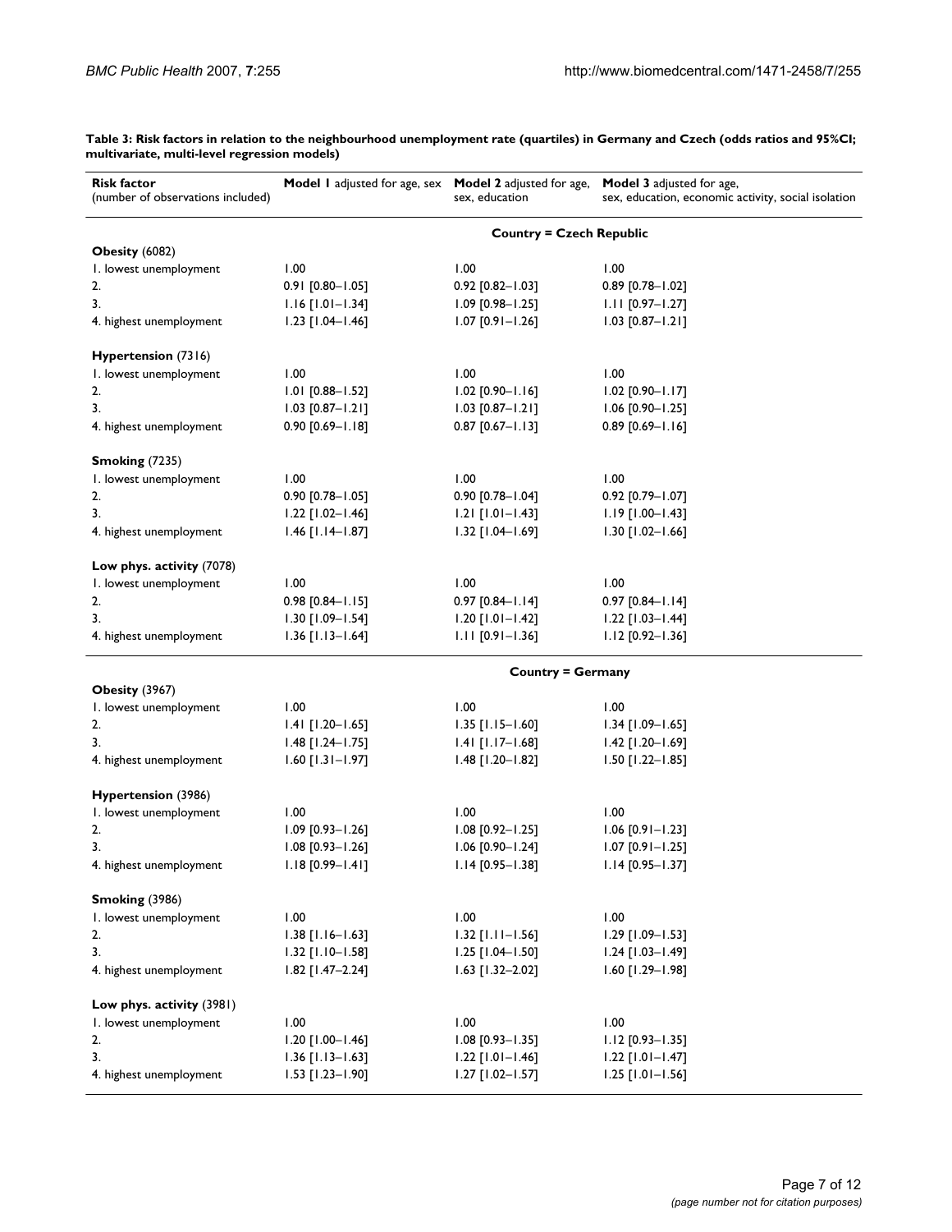**Table 3: Risk factors in relation to the neighbourhood unemployment rate (quartiles) in Germany and Czech (odds ratios and 95%CI; multivariate, multi-level regression models)**

| **Risk factor** (number of observations included) | **Model 1** adjusted for age, sex | **Model 2** adjusted for age, sex, education | **Model 3** adjusted for age, sex, education, economic activity, social isolation |
|---|---|---|---|
| | | **Country = Czech Republic** | |
| **Obesity** (6082) | | | |
| 1. lowest unemployment | 1.00 | 1.00 | 1.00 |
| 2. | 0.91 [0.80–1.05] | 0.92 [0.82–1.03] | 0.89 [0.78–1.02] |
| 3. | 1.16 [1.01–1.34] | 1.09 [0.98–1.25] | 1.11 [0.97–1.27] |
| 4. highest unemployment | 1.23 [1.04–1.46] | 1.07 [0.91–1.26] | 1.03 [0.87–1.21] |
| **Hypertension** (7316) | | | |
| 1. lowest unemployment | 1.00 | 1.00 | 1.00 |
| 2. | 1.01 [0.88–1.52] | 1.02 [0.90–1.16] | 1.02 [0.90–1.17] |
| 3. | 1.03 [0.87–1.21] | 1.03 [0.87–1.21] | 1.06 [0.90–1.25] |
| 4. highest unemployment | 0.90 [0.69–1.18] | 0.87 [0.67–1.13] | 0.89 [0.69–1.16] |
| **Smoking** (7235) | | | |
| 1. lowest unemployment | 1.00 | 1.00 | 1.00 |
| 2. | 0.90 [0.78–1.05] | 0.90 [0.78–1.04] | 0.92 [0.79–1.07] |
| 3. | 1.22 [1.02–1.46] | 1.21 [1.01–1.43] | 1.19 [1.00–1.43] |
| 4. highest unemployment | 1.46 [1.14–1.87] | 1.32 [1.04–1.69] | 1.30 [1.02–1.66] |
| **Low phys. activity** (7078) | | | |
| 1. lowest unemployment | 1.00 | 1.00 | 1.00 |
| 2. | 0.98 [0.84–1.15] | 0.97 [0.84–1.14] | 0.97 [0.84–1.14] |
| 3. | 1.30 [1.09–1.54] | 1.20 [1.01–1.42] | 1.22 [1.03–1.44] |
| 4. highest unemployment | 1.36 [1.13–1.64] | 1.11 [0.91–1.36] | 1.12 [0.92–1.36] |
| | | **Country = Germany** | |
| **Obesity** (3967) | | | |
| 1. lowest unemployment | 1.00 | 1.00 | 1.00 |
| 2. | 1.41 [1.20–1.65] | 1.35 [1.15–1.60] | 1.34 [1.09–1.65] |
| 3. | 1.48 [1.24–1.75] | 1.41 [1.17–1.68] | 1.42 [1.20–1.69] |
| 4. highest unemployment | 1.60 [1.31–1.97] | 1.48 [1.20–1.82] | 1.50 [1.22–1.85] |
| **Hypertension** (3986) | | | |
| 1. lowest unemployment | 1.00 | 1.00 | 1.00 |
| 2. | 1.09 [0.93–1.26] | 1.08 [0.92–1.25] | 1.06 [0.91–1.23] |
| 3. | 1.08 [0.93–1.26] | 1.06 [0.90–1.24] | 1.07 [0.91–1.25] |
| 4. highest unemployment | 1.18 [0.99–1.41] | 1.14 [0.95–1.38] | 1.14 [0.95–1.37] |
| **Smoking** (3986) | | | |
| 1. lowest unemployment | 1.00 | 1.00 | 1.00 |
| 2. | 1.38 [1.16–1.63] | 1.32 [1.11–1.56] | 1.29 [1.09–1.53] |
| 3. | 1.32 [1.10–1.58] | 1.25 [1.04–1.50] | 1.24 [1.03–1.49] |
| 4. highest unemployment | 1.82 [1.47–2.24] | 1.63 [1.32–2.02] | 1.60 [1.29–1.98] |
| **Low phys. activity** (3981) | | | |
| 1. lowest unemployment | 1.00 | 1.00 | 1.00 |
| 2. | 1.20 [1.00–1.46] | 1.08 [0.93–1.35] | 1.12 [0.93–1.35] |
| 3. | 1.36 [1.13–1.63] | 1.22 [1.01–1.46] | 1.22 [1.01–1.47] |
| 4. highest unemployment | 1.53 [1.23–1.90] | 1.27 [1.02–1.57] | 1.25 [1.01–1.56] |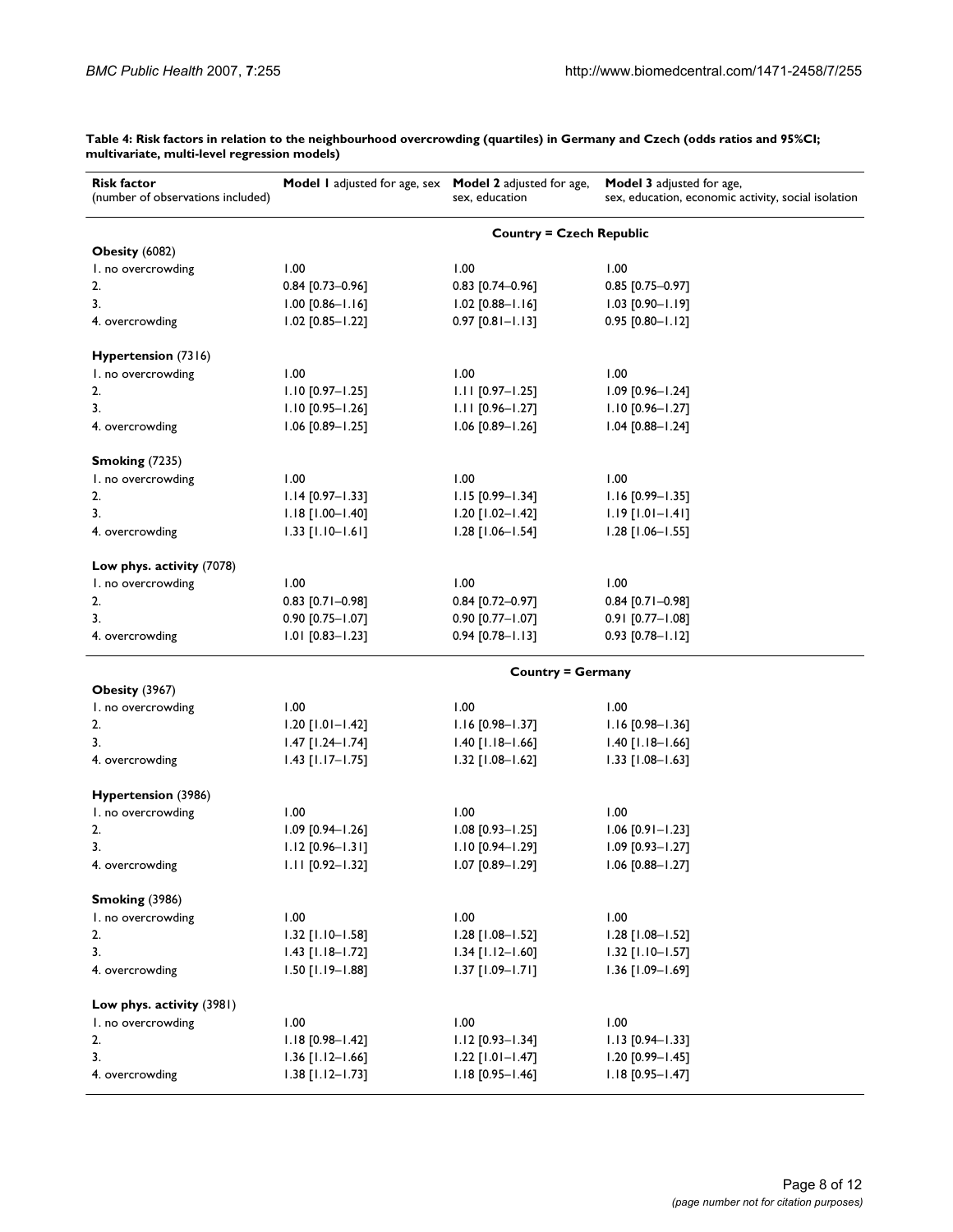**Table 4: Risk factors in relation to the neighbourhood overcrowding (quartiles) in Germany and Czech (odds ratios and 95%CI; multivariate, multi-level regression models)**

| **Risk factor** (number of observations included) | **Model 1** adjusted for age, sex | **Model 2** adjusted for age, sex, education | **Model 3** adjusted for age, sex, education, economic activity, social isolation |
| --- | --- | --- | --- |
| | | **Country = Czech Republic** | |
| **Obesity** (6082) | | | |
| 1. no overcrowding | 1.00 | 1.00 | 1.00 |
| 2. | 0.84 [0.73–0.96] | 0.83 [0.74–0.96] | 0.85 [0.75–0.97] |
| 3. | 1.00 [0.86–1.16] | 1.02 [0.88–1.16] | 1.03 [0.90–1.19] |
| 4. overcrowding | 1.02 [0.85–1.22] | 0.97 [0.81–1.13] | 0.95 [0.80–1.12] |
| **Hypertension** (7316) | | | |
| 1. no overcrowding | 1.00 | 1.00 | 1.00 |
| 2. | 1.10 [0.97–1.25] | 1.11 [0.97–1.25] | 1.09 [0.96–1.24] |
| 3. | 1.10 [0.95–1.26] | 1.11 [0.96–1.27] | 1.10 [0.96–1.27] |
| 4. overcrowding | 1.06 [0.89–1.25] | 1.06 [0.89–1.26] | 1.04 [0.88–1.24] |
| **Smoking** (7235) | | | |
| 1. no overcrowding | 1.00 | 1.00 | 1.00 |
| 2. | 1.14 [0.97–1.33] | 1.15 [0.99–1.34] | 1.16 [0.99–1.35] |
| 3. | 1.18 [1.00–1.40] | 1.20 [1.02–1.42] | 1.19 [1.01–1.41] |
| 4. overcrowding | 1.33 [1.10–1.61] | 1.28 [1.06–1.54] | 1.28 [1.06–1.55] |
| **Low phys. activity** (7078) | | | |
| 1. no overcrowding | 1.00 | 1.00 | 1.00 |
| 2. | 0.83 [0.71–0.98] | 0.84 [0.72–0.97] | 0.84 [0.71–0.98] |
| 3. | 0.90 [0.75–1.07] | 0.90 [0.77–1.07] | 0.91 [0.77–1.08] |
| 4. overcrowding | 1.01 [0.83–1.23] | 0.94 [0.78–1.13] | 0.93 [0.78–1.12] |
| | | **Country = Germany** | |
| **Obesity** (3967) | | | |
| 1. no overcrowding | 1.00 | 1.00 | 1.00 |
| 2. | 1.20 [1.01–1.42] | 1.16 [0.98–1.37] | 1.16 [0.98–1.36] |
| 3. | 1.47 [1.24–1.74] | 1.40 [1.18–1.66] | 1.40 [1.18–1.66] |
| 4. overcrowding | 1.43 [1.17–1.75] | 1.32 [1.08–1.62] | 1.33 [1.08–1.63] |
| **Hypertension** (3986) | | | |
| 1. no overcrowding | 1.00 | 1.00 | 1.00 |
| 2. | 1.09 [0.94–1.26] | 1.08 [0.93–1.25] | 1.06 [0.91–1.23] |
| 3. | 1.12 [0.96–1.31] | 1.10 [0.94–1.29] | 1.09 [0.93–1.27] |
| 4. overcrowding | 1.11 [0.92–1.32] | 1.07 [0.89–1.29] | 1.06 [0.88–1.27] |
| **Smoking** (3986) | | | |
| 1. no overcrowding | 1.00 | 1.00 | 1.00 |
| 2. | 1.32 [1.10–1.58] | 1.28 [1.08–1.52] | 1.28 [1.08–1.52] |
| 3. | 1.43 [1.18–1.72] | 1.34 [1.12–1.60] | 1.32 [1.10–1.57] |
| 4. overcrowding | 1.50 [1.19–1.88] | 1.37 [1.09–1.71] | 1.36 [1.09–1.69] |
| **Low phys. activity** (3981) | | | |
| 1. no overcrowding | 1.00 | 1.00 | 1.00 |
| 2. | 1.18 [0.98–1.42] | 1.12 [0.93–1.34] | 1.13 [0.94–1.33] |
| 3. | 1.36 [1.12–1.66] | 1.22 [1.01–1.47] | 1.20 [0.99–1.45] |
| 4. overcrowding | 1.38 [1.12–1.73] | 1.18 [0.95–1.46] | 1.18 [0.95–1.47] |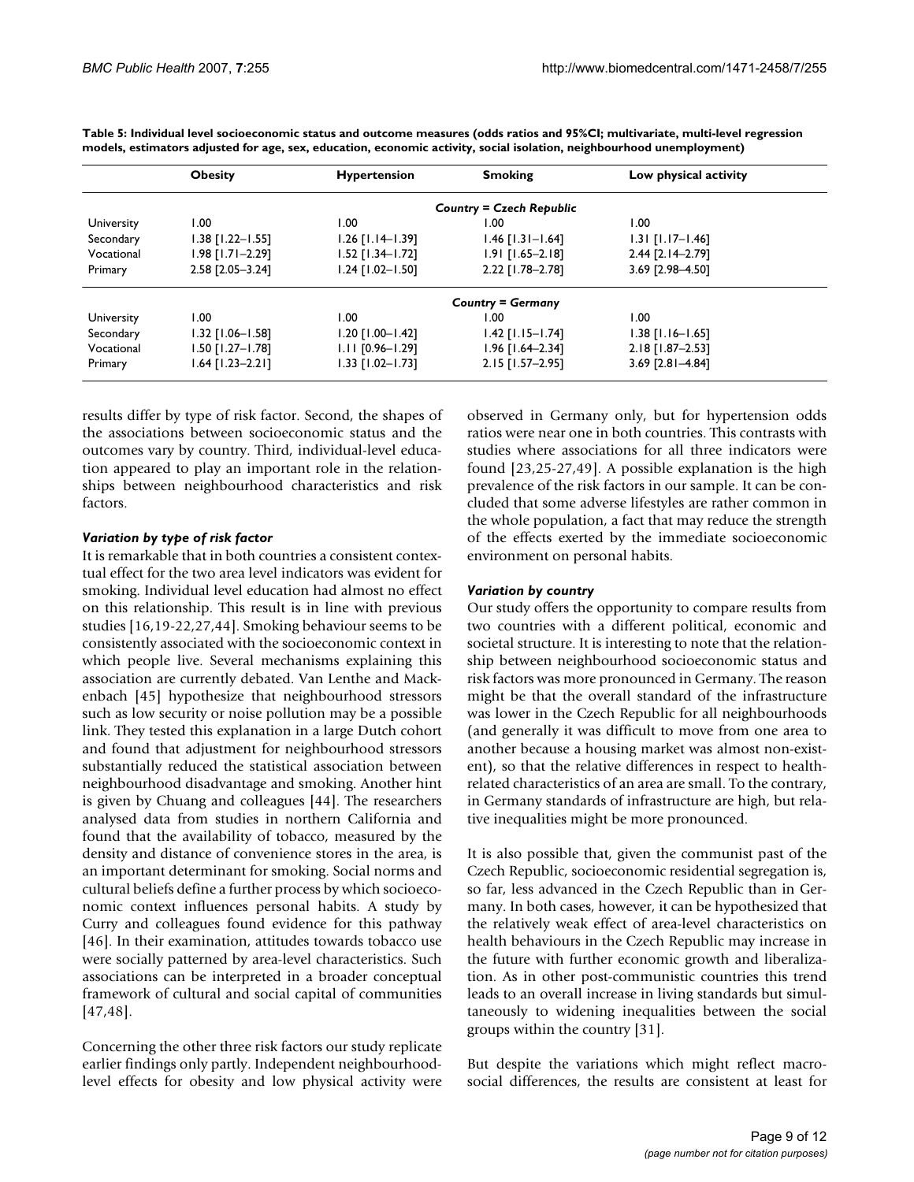**Table 5: Individual level socioeconomic status and outcome measures (odds ratios and 95%CI; multivariate, multi-level regression models, estimators adjusted for age, sex, education, economic activity, social isolation, neighbourhood unemployment)**

| | Obesity | Hypertension | Smoking | Low physical activity |
|---|---|---|---|---|
| | | | ***Country = Czech Republic*** | |
| University | 1.00 | 1.00 | 1.00 | 1.00 |
| Secondary | 1.38 [1.22–1.55] | 1.26 [1.14–1.39] | 1.46 [1.31–1.64] | 1.31 [1.17–1.46] |
| Vocational | 1.98 [1.71–2.29] | 1.52 [1.34–1.72] | 1.91 [1.65–2.18] | 2.44 [2.14–2.79] |
| Primary | 2.58 [2.05–3.24] | 1.24 [1.02–1.50] | 2.22 [1.78–2.78] | 3.69 [2.98–4.50] |
| | | | ***Country = Germany*** | |
| University | 1.00 | 1.00 | 1.00 | 1.00 |
| Secondary | 1.32 [1.06–1.58] | 1.20 [1.00–1.42] | 1.42 [1.15–1.74] | 1.38 [1.16–1.65] |
| Vocational | 1.50 [1.27–1.78] | 1.11 [0.96–1.29] | 1.96 [1.64–2.34] | 2.18 [1.87–2.53] |
| Primary | 1.64 [1.23–2.21] | 1.33 [1.02–1.73] | 2.15 [1.57–2.95] | 3.69 [2.81–4.84] |

results differ by type of risk factor. Second, the shapes of the associations between socioeconomic status and the outcomes vary by country. Third, individual-level education appeared to play an important role in the relationships between neighbourhood characteristics and risk factors.

### *Variation by type of risk factor*

It is remarkable that in both countries a consistent contextual effect for the two area level indicators was evident for smoking. Individual level education had almost no effect on this relationship. This result is in line with previous studies [16,19-22,27,44]. Smoking behaviour seems to be consistently associated with the socioeconomic context in which people live. Several mechanisms explaining this association are currently debated. Van Lenthe and Mackenbach [45] hypothesize that neighbourhood stressors such as low security or noise pollution may be a possible link. They tested this explanation in a large Dutch cohort and found that adjustment for neighbourhood stressors substantially reduced the statistical association between neighbourhood disadvantage and smoking. Another hint is given by Chuang and colleagues [44]. The researchers analysed data from studies in northern California and found that the availability of tobacco, measured by the density and distance of convenience stores in the area, is an important determinant for smoking. Social norms and cultural beliefs define a further process by which socioeconomic context influences personal habits. A study by Curry and colleagues found evidence for this pathway [46]. In their examination, attitudes towards tobacco use were socially patterned by area-level characteristics. Such associations can be interpreted in a broader conceptual framework of cultural and social capital of communities [47,48].

Concerning the other three risk factors our study replicate earlier findings only partly. Independent neighbourhood-level effects for obesity and low physical activity were observed in Germany only, but for hypertension odds ratios were near one in both countries. This contrasts with studies where associations for all three indicators were found [23,25-27,49]. A possible explanation is the high prevalence of the risk factors in our sample. It can be concluded that some adverse lifestyles are rather common in the whole population, a fact that may reduce the strength of the effects exerted by the immediate socioeconomic environment on personal habits.

### *Variation by country*

Our study offers the opportunity to compare results from two countries with a different political, economic and societal structure. It is interesting to note that the relationship between neighbourhood socioeconomic status and risk factors was more pronounced in Germany. The reason might be that the overall standard of the infrastructure was lower in the Czech Republic for all neighbourhoods (and generally it was difficult to move from one area to another because a housing market was almost non-existent), so that the relative differences in respect to health-related characteristics of an area are small. To the contrary, in Germany standards of infrastructure are high, but relative inequalities might be more pronounced.

It is also possible that, given the communist past of the Czech Republic, socioeconomic residential segregation is, so far, less advanced in the Czech Republic than in Germany. In both cases, however, it can be hypothesized that the relatively weak effect of area-level characteristics on health behaviours in the Czech Republic may increase in the future with further economic growth and liberalization. As in other post-communistic countries this trend leads to an overall increase in living standards but simultaneously to widening inequalities between the social groups within the country [31].

But despite the variations which might reflect macro-social differences, the results are consistent at least for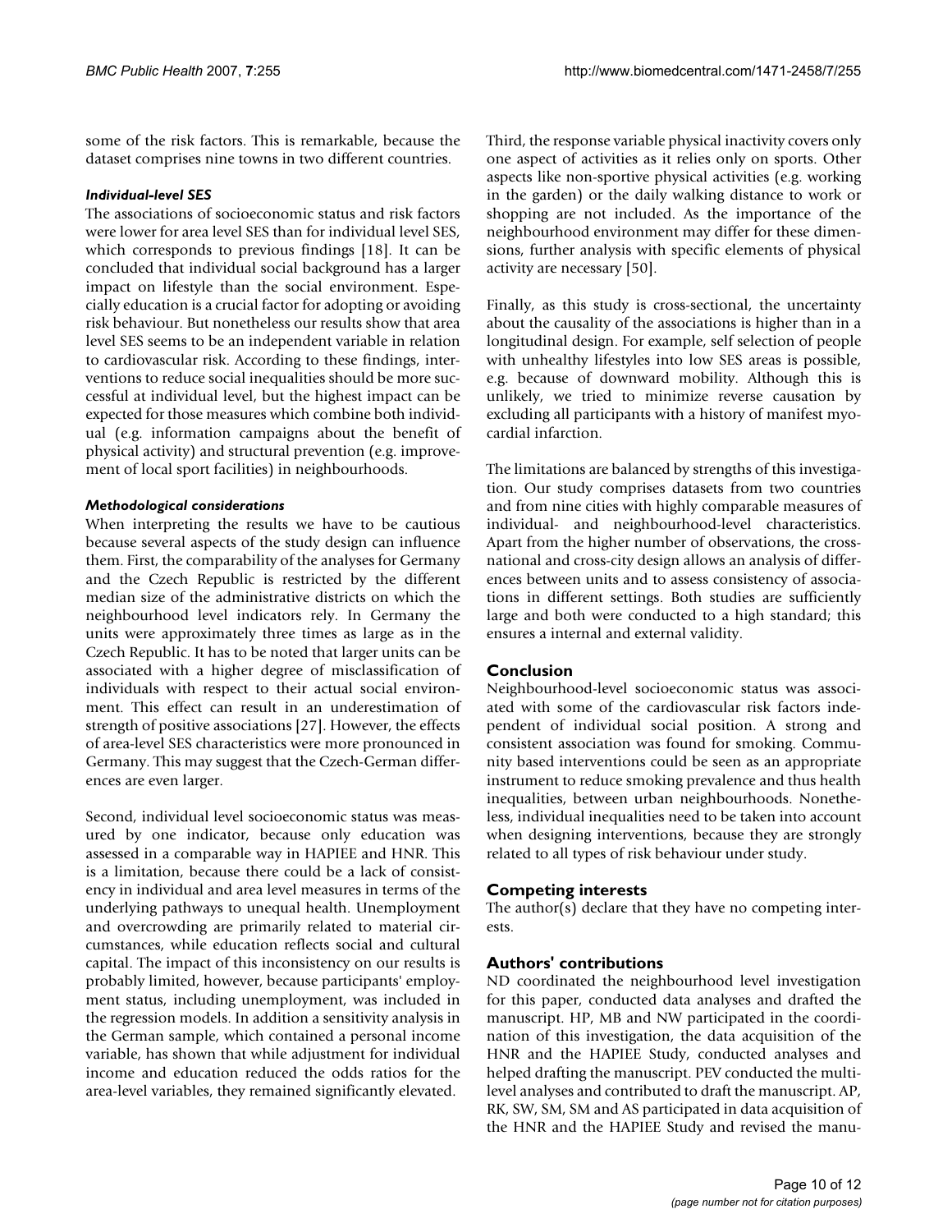some of the risk factors. This is remarkable, because the dataset comprises nine towns in two different countries.

#### *Individual-level SES*

The associations of socioeconomic status and risk factors were lower for area level SES than for individual level SES, which corresponds to previous findings [18]. It can be concluded that individual social background has a larger impact on lifestyle than the social environment. Especially education is a crucial factor for adopting or avoiding risk behaviour. But nonetheless our results show that area level SES seems to be an independent variable in relation to cardiovascular risk. According to these findings, interventions to reduce social inequalities should be more successful at individual level, but the highest impact can be expected for those measures which combine both individual (e.g. information campaigns about the benefit of physical activity) and structural prevention (e.g. improvement of local sport facilities) in neighbourhoods.

#### *Methodological considerations*

When interpreting the results we have to be cautious because several aspects of the study design can influence them. First, the comparability of the analyses for Germany and the Czech Republic is restricted by the different median size of the administrative districts on which the neighbourhood level indicators rely. In Germany the units were approximately three times as large as in the Czech Republic. It has to be noted that larger units can be associated with a higher degree of misclassification of individuals with respect to their actual social environment. This effect can result in an underestimation of strength of positive associations [27]. However, the effects of area-level SES characteristics were more pronounced in Germany. This may suggest that the Czech-German differences are even larger.

Second, individual level socioeconomic status was measured by one indicator, because only education was assessed in a comparable way in HAPIEE and HNR. This is a limitation, because there could be a lack of consistency in individual and area level measures in terms of the underlying pathways to unequal health. Unemployment and overcrowding are primarily related to material circumstances, while education reflects social and cultural capital. The impact of this inconsistency on our results is probably limited, however, because participants' employment status, including unemployment, was included in the regression models. In addition a sensitivity analysis in the German sample, which contained a personal income variable, has shown that while adjustment for individual income and education reduced the odds ratios for the area-level variables, they remained significantly elevated.

Third, the response variable physical inactivity covers only one aspect of activities as it relies only on sports. Other aspects like non-sportive physical activities (e.g. working in the garden) or the daily walking distance to work or shopping are not included. As the importance of the neighbourhood environment may differ for these dimensions, further analysis with specific elements of physical activity are necessary [50].

Finally, as this study is cross-sectional, the uncertainty about the causality of the associations is higher than in a longitudinal design. For example, self selection of people with unhealthy lifestyles into low SES areas is possible, e.g. because of downward mobility. Although this is unlikely, we tried to minimize reverse causation by excluding all participants with a history of manifest myocardial infarction.

The limitations are balanced by strengths of this investigation. Our study comprises datasets from two countries and from nine cities with highly comparable measures of individual- and neighbourhood-level characteristics. Apart from the higher number of observations, the cross-national and cross-city design allows an analysis of differences between units and to assess consistency of associations in different settings. Both studies are sufficiently large and both were conducted to a high standard; this ensures a internal and external validity.

## Conclusion

Neighbourhood-level socioeconomic status was associated with some of the cardiovascular risk factors independent of individual social position. A strong and consistent association was found for smoking. Community based interventions could be seen as an appropriate instrument to reduce smoking prevalence and thus health inequalities, between urban neighbourhoods. Nonetheless, individual inequalities need to be taken into account when designing interventions, because they are strongly related to all types of risk behaviour under study.

## Competing interests

The author(s) declare that they have no competing interests.

## Authors' contributions

ND coordinated the neighbourhood level investigation for this paper, conducted data analyses and drafted the manuscript. HP, MB and NW participated in the coordination of this investigation, the data acquisition of the HNR and the HAPIEE Study, conducted analyses and helped drafting the manuscript. PEV conducted the multilevel analyses and contributed to draft the manuscript. AP, RK, SW, SM, SM and AS participated in data acquisition of the HNR and the HAPIEE Study and revised the manu-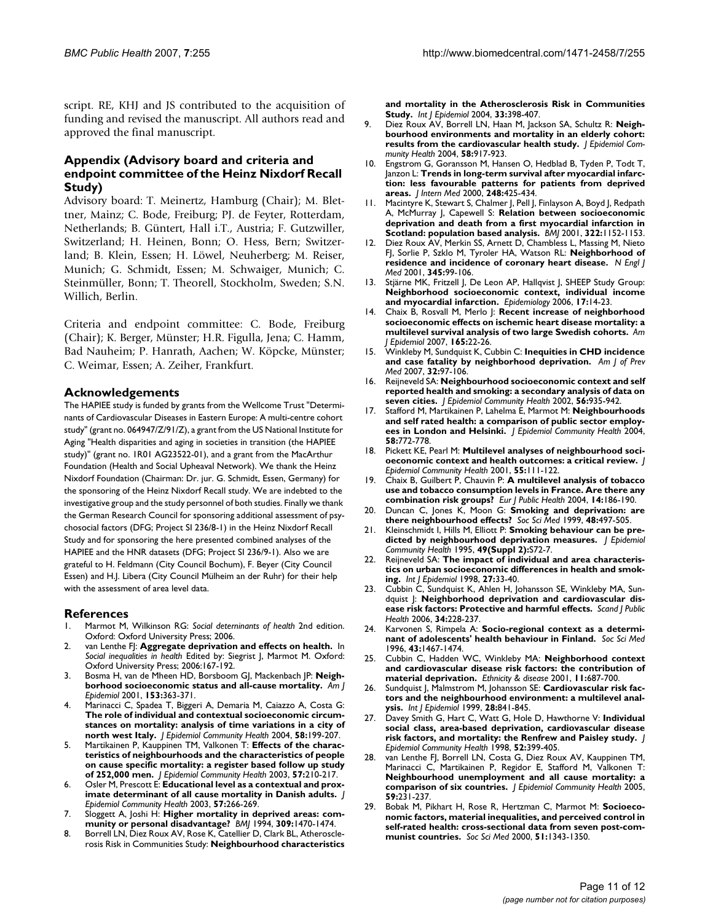script. RE, KHJ and JS contributed to the acquisition of funding and revised the manuscript. All authors read and approved the final manuscript.

## Appendix (Advisory board and criteria and endpoint committee of the Heinz Nixdorf Recall Study)

Advisory board: T. Meinertz, Hamburg (Chair); M. Blettner, Mainz; C. Bode, Freiburg; PJ. de Feyter, Rotterdam, Netherlands; B. Güntert, Hall i.T., Austria; F. Gutzwiller, Switzerland; H. Heinen, Bonn; O. Hess, Bern; Switzerland; B. Klein, Essen; H. Löwel, Neuherberg; M. Reiser, Munich; G. Schmidt, Essen; M. Schwaiger, Munich; C. Steinmüller, Bonn; T. Theorell, Stockholm, Sweden; S.N. Willich, Berlin.

Criteria and endpoint committee: C. Bode, Freiburg (Chair); K. Berger, Münster; H.R. Figulla, Jena; C. Hamm, Bad Nauheim; P. Hanrath, Aachen; W. Köpcke, Münster; C. Weimar, Essen; A. Zeiher, Frankfurt.

## Acknowledgements

The HAPIEE study is funded by grants from the Wellcome Trust "Determinants of Cardiovascular Diseases in Eastern Europe: A multi-centre cohort study" (grant no. 064947/Z/91/Z), a grant from the US National Institute for Aging "Health disparities and aging in societies in transition (the HAPIEE study)" (grant no. 1R01 AG23522-01), and a grant from the MacArthur Foundation (Health and Social Upheaval Network). We thank the Heinz Nixdorf Foundation (Chairman: Dr. jur. G. Schmidt, Essen, Germany) for the sponsoring of the Heinz Nixdorf Recall study. We are indebted to the investigative group and the study personnel of both studies. Finally we thank the German Research Council for sponsoring additional assessment of psychosocial factors (DFG; Project SI 236/8-1) in the Heinz Nixdorf Recall Study and for sponsoring the here presented combined analyses of the HAPIEE and the HNR datasets (DFG; Project SI 236/9-1). Also we are grateful to H. Feldmann (City Council Bochum), F. Beyer (City Council Essen) and H.J. Libera (City Council Mülheim an der Ruhr) for their help with the assessment of area level data.

## References

1. Marmot M, Wilkinson RG: *Social determinants of health* 2nd edition. Oxford: Oxford University Press; 2006.
2. van Lenthe FJ: **Aggregate deprivation and effects on health.** In *Social inequalities in health* Edited by: Siegrist J, Marmot M. Oxford: Oxford University Press; 2006:167-192.
3. Bosma H, van de Mheen HD, Borsboom GJ, Mackenbach JP: **Neighborhood socioeconomic status and all-cause mortality.** *Am J Epidemiol* 2001, **153:**363-371.
4. Marinacci C, Spadea T, Biggeri A, Demaria M, Caiazzo A, Costa G: **The role of individual and contextual socioeconomic circumstances on mortality: analysis of time variations in a city of north west Italy.** *J Epidemiol Community Health* 2004, **58:**199-207.
5. Martikainen P, Kauppinen TM, Valkonen T: **Effects of the characteristics of neighbourhoods and the characteristics of people on cause specific mortality: a register based follow up study of 252,000 men.** *J Epidemiol Community Health* 2003, **57:**210-217.
6. Osler M, Prescott E: **Educational level as a contextual and proximate determinant of all cause mortality in Danish adults.** *J Epidemiol Community Health* 2003, **57:**266-269.
7. Sloggett A, Joshi H: **Higher mortality in deprived areas: community or personal disadvantage?** *BMJ* 1994, **309:**1470-1474.
8. Borrell LN, Diez Roux AV, Rose K, Catellier D, Clark BL, Atherosclerosis Risk in Communities Study: **Neighbourhood characteristics and mortality in the Atherosclerosis Risk in Communities Study.** *Int J Epidemiol* 2004, **33:**398-407.
9. Diez Roux AV, Borrell LN, Haan M, Jackson SA, Schultz R: **Neighbourhood environments and mortality in an elderly cohort: results from the cardiovascular health study.** *J Epidemiol Community Health* 2004, **58:**917-923.
10. Engstrom G, Goransson M, Hansen O, Hedblad B, Tyden P, Todt T, Janzon L: **Trends in long-term survival after myocardial infarction: less favourable patterns for patients from deprived areas.** *J Intern Med* 2000, **248:**425-434.
11. Macintyre K, Stewart S, Chalmer J, Pell J, Finlayson A, Boyd J, Redpath A, McMurray J, Capewell S: **Relation between socioeconomic deprivation and death from a first myocardial infarction in Scotland: population based analysis.** *BMJ* 2001, **322:**1152-1153.
12. Diez Roux AV, Merkin SS, Arnett D, Chambless L, Massing M, Nieto FJ, Sorlie P, Szklo M, Tyroler HA, Watson RL: **Neighborhood of residence and incidence of coronary heart disease.** *N Engl J Med* 2001, **345:**99-106.
13. Stjärne MK, Fritzell J, De Leon AP, Hallqvist J, SHEEP Study Group: **Neighborhood socioeconomic context, individual income and myocardial infarction.** *Epidemiology* 2006, **17:**14-23.
14. Chaix B, Rosvall M, Merlo J: **Recent increase of neighborhood socioeconomic effects on ischemic heart disease mortality: a multilevel survival analysis of two large Swedish cohorts.** *Am J Epidemiol* 2007, **165:**22-26.
15. Winkleby M, Sundquist K, Cubbin C: **Inequities in CHD incidence and case fatality by neighborhood deprivation.** *Am J of Prev Med* 2007, **32:**97-106.
16. Reijneveld SA: **Neighbourhood socioeconomic context and self reported health and smoking: a secondary analysis of data on seven cities.** *J Epidemiol Community Health* 2002, **56:**935-942.
17. Stafford M, Martikainen P, Lahelma E, Marmot M: **Neighbourhoods and self rated health: a comparison of public sector employees in London and Helsinki.** *J Epidemiol Community Health* 2004, **58:**772-778.
18. Pickett KE, Pearl M: **Multilevel analyses of neighbourhood socioeconomic context and health outcomes: a critical review.** *J Epidemiol Community Health* 2001, **55:**111-122.
19. Chaix B, Guilbert P, Chauvin P: **A multilevel analysis of tobacco use and tobacco consumption levels in France. Are there any combination risk groups?** *Eur J Public Health* 2004, **14:**186-190.
20. Duncan C, Jones K, Moon G: **Smoking and deprivation: are there neighbourhood effects?** *Soc Sci Med* 1999, **48:**497-505.
21. Kleinschmidt I, Hills M, Elliott P: **Smoking behaviour can be predicted by neighbourhood deprivation measures.** *J Epidemiol Community Health* 1995, **49(Suppl 2):**S72-7.
22. Reijneveld SA: **The impact of individual and area characteristics on urban socioeconomic differences in health and smoking.** *Int J Epidemiol* 1998, **27:**33-40.
23. Cubbin C, Sundquist K, Ahlen H, Johansson SE, Winkleby MA, Sundquist J: **Neighborhood deprivation and cardiovascular disease risk factors: Protective and harmful effects.** *Scand J Public Health* 2006, **34:**228-237.
24. Karvonen S, Rimpela A: **Socio-regional context as a determinant of adolescents' health behaviour in Finland.** *Soc Sci Med* 1996, **43:**1467-1474.
25. Cubbin C, Hadden WC, Winkleby MA: **Neighborhood context and cardiovascular disease risk factors: the contribution of material deprivation.** *Ethnicity & disease* 2001, **11:**687-700.
26. Sundquist J, Malmstrom M, Johansson SE: **Cardiovascular risk factors and the neighbourhood environment: a multilevel analysis.** *Int J Epidemiol* 1999, **28:**841-845.
27. Davey Smith G, Hart C, Watt G, Hole D, Hawthorne V: **Individual social class, area-based deprivation, cardiovascular disease risk factors, and mortality: the Renfrew and Paisley study.** *J Epidemiol Community Health* 1998, **52:**399-405.
28. van Lenthe FJ, Borrell LN, Costa G, Diez Roux AV, Kauppinen TM, Marinacci C, Martikainen P, Regidor E, Stafford M, Valkonen T: **Neighbourhood unemployment and all cause mortality: a comparison of six countries.** *J Epidemiol Community Health* 2005, **59:**231-237.
29. Bobak M, Pikhart H, Rose R, Hertzman C, Marmot M: **Socioeconomic factors, material inequalities, and perceived control in self-rated health: cross-sectional data from seven post-communist countries.** *Soc Sci Med* 2000, **51:**1343-1350.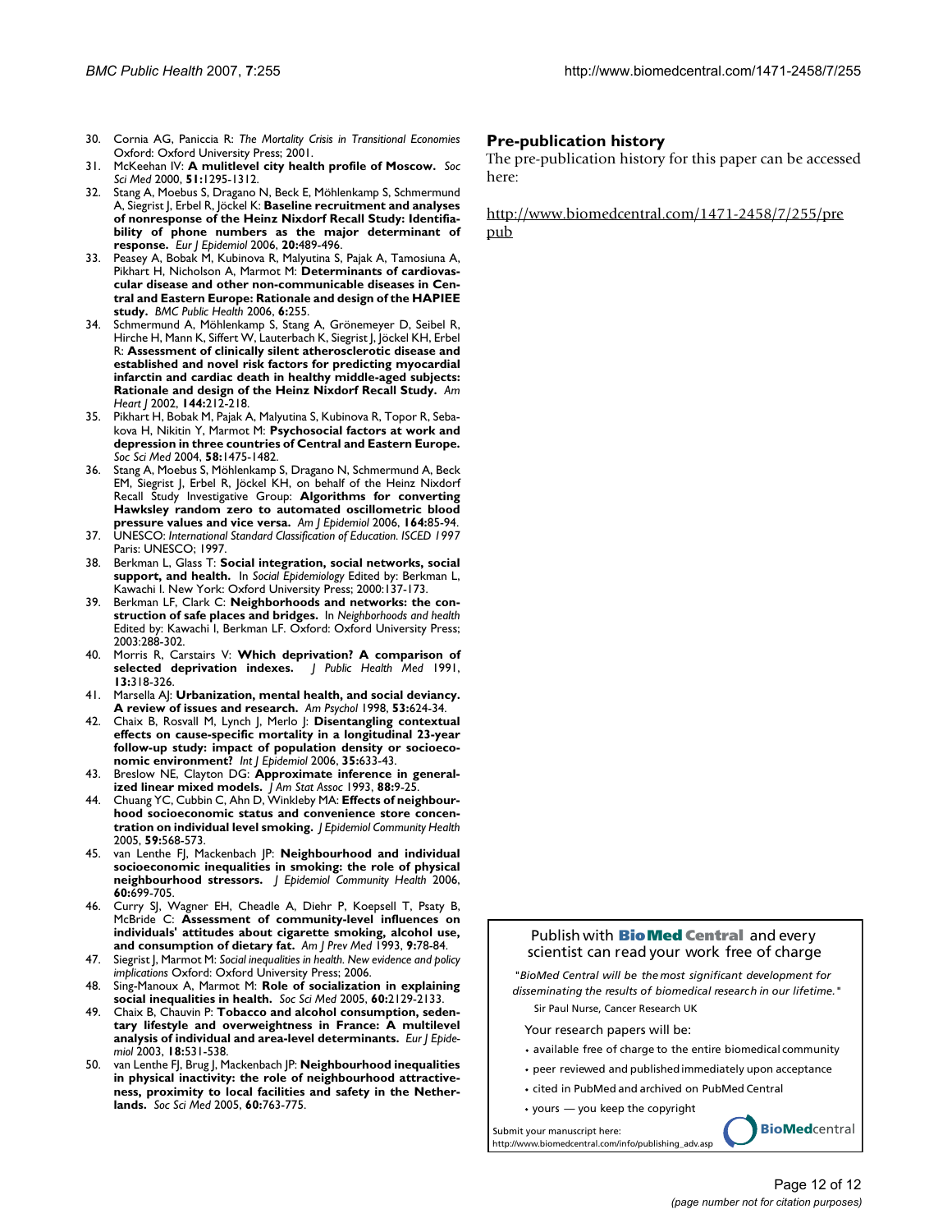30. Cornia AG, Paniccia R: *The Mortality Crisis in Transitional Economies* Oxford: Oxford University Press; 2001.
31. McKeehan IV: **A mulitlevel city health profile of Moscow.** *Soc Sci Med* 2000, **51:**1295-1312.
32. Stang A, Moebus S, Dragano N, Beck E, Möhlenkamp S, Schmermund A, Siegrist J, Erbel R, Jöckel K: **Baseline recruitment and analyses of nonresponse of the Heinz Nixdorf Recall Study: Identifiability of phone numbers as the major determinant of response.** *Eur J Epidemiol* 2006, **20:**489-496.
33. Peasey A, Bobak M, Kubinova R, Malyutina S, Pajak A, Tamosiuna A, Pikhart H, Nicholson A, Marmot M: **Determinants of cardiovascular disease and other non-communicable diseases in Central and Eastern Europe: Rationale and design of the HAPIEE study.** *BMC Public Health* 2006, **6:**255.
34. Schmermund A, Möhlenkamp S, Stang A, Grönemeyer D, Seibel R, Hirche H, Mann K, Siffert W, Lauterbach K, Siegrist J, Jöckel KH, Erbel R: **Assessment of clinically silent atherosclerotic disease and established and novel risk factors for predicting myocardial infarctin and cardiac death in healthy middle-aged subjects: Rationale and design of the Heinz Nixdorf Recall Study.** *Am Heart J* 2002, **144:**212-218.
35. Pikhart H, Bobak M, Pajak A, Malyutina S, Kubinova R, Topor R, Sebakova H, Nikitin Y, Marmot M: **Psychosocial factors at work and depression in three countries of Central and Eastern Europe.** *Soc Sci Med* 2004, **58:**1475-1482.
36. Stang A, Moebus S, Möhlenkamp S, Dragano N, Schmermund A, Beck EM, Siegrist J, Erbel R, Jöckel KH, on behalf of the Heinz Nixdorf Recall Study Investigative Group: **Algorithms for converting Hawksley random zero to automated oscillometric blood pressure values and vice versa.** *Am J Epidemiol* 2006, **164:**85-94.
37. UNESCO: *International Standard Classification of Education. ISCED 1997* Paris: UNESCO; 1997.
38. Berkman L, Glass T: **Social integration, social networks, social support, and health.** In *Social Epidemiology* Edited by: Berkman L, Kawachi I. New York: Oxford University Press; 2000:137-173.
39. Berkman LF, Clark C: **Neighborhoods and networks: the construction of safe places and bridges.** In *Neighborhoods and health* Edited by: Kawachi I, Berkman LF. Oxford: Oxford University Press; 2003:288-302.
40. Morris R, Carstairs V: **Which deprivation? A comparison of selected deprivation indexes.** *J Public Health Med* 1991, **13:**318-326.
41. Marsella AJ: **Urbanization, mental health, and social deviancy. A review of issues and research.** *Am Psychol* 1998, **53:**624-34.
42. Chaix B, Rosvall M, Lynch J, Merlo J: **Disentangling contextual effects on cause-specific mortality in a longitudinal 23-year follow-up study: impact of population density or socioeconomic environment?** *Int J Epidemiol* 2006, **35:**633-43.
43. Breslow NE, Clayton DG: **Approximate inference in generalized linear mixed models.** *J Am Stat Assoc* 1993, **88:**9-25.
44. Chuang YC, Cubbin C, Ahn D, Winkleby MA: **Effects of neighbourhood socioeconomic status and convenience store concentration on individual level smoking.** *J Epidemiol Community Health* 2005, **59:**568-573.
45. van Lenthe FJ, Mackenbach JP: **Neighbourhood and individual socioeconomic inequalities in smoking: the role of physical neighbourhood stressors.** *J Epidemiol Community Health* 2006, **60:**699-705.
46. Curry SJ, Wagner EH, Cheadle A, Diehr P, Koepsell T, Psaty B, McBride C: **Assessment of community-level influences on individuals' attitudes about cigarette smoking, alcohol use, and consumption of dietary fat.** *Am J Prev Med* 1993, **9:**78-84.
47. Siegrist J, Marmot M: *Social inequalities in health. New evidence and policy implications* Oxford: Oxford University Press; 2006.
48. Sing-Manoux A, Marmot M: **Role of socialization in explaining social inequalities in health.** *Soc Sci Med* 2005, **60:**2129-2133.
49. Chaix B, Chauvin P: **Tobacco and alcohol consumption, sedentary lifestyle and overweightness in France: A multilevel analysis of individual and area-level determinants.** *Eur J Epidemiol* 2003, **18:**531-538.
50. van Lenthe FJ, Brug J, Mackenbach JP: **Neighbourhood inequalities in physical inactivity: the role of neighbourhood attractiveness, proximity to local facilities and safety in the Netherlands.** *Soc Sci Med* 2005, **60:**763-775.

## Pre-publication history

The pre-publication history for this paper can be accessed here:

http://www.biomedcentral.com/1471-2458/7/255/prepub

Publish with **BioMed Central** and every scientist can read your work free of charge

*"BioMed Central will be the most significant development for disseminating the results of biomedical research in our lifetime."*

Sir Paul Nurse, Cancer Research UK

Your research papers will be:

- available free of charge to the entire biomedical community
- peer reviewed and published immediately upon acceptance
- cited in PubMed and archived on PubMed Central
- yours — you keep the copyright

Submit your manuscript here:
http://www.biomedcentral.com/info/publishing_adv.asp

**BioMed**central